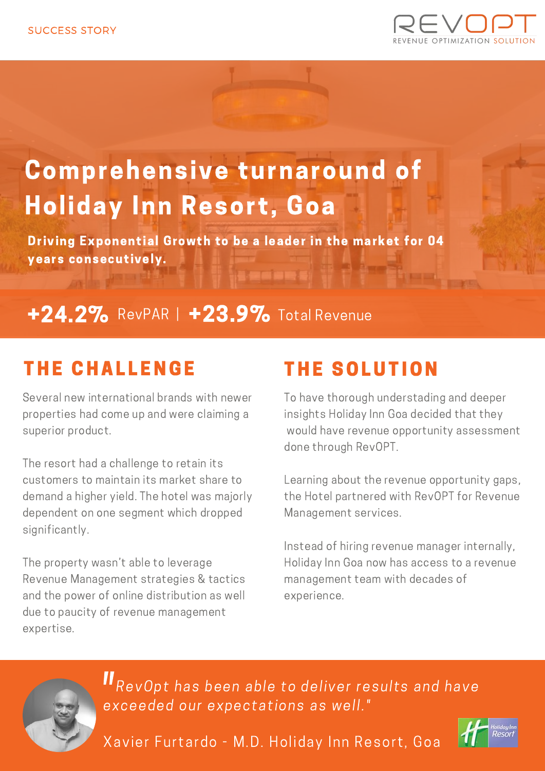SUCCESS STORY

REVOPT
REVENUE OPTIMIZATION SOLUTION

# Comprehensive turnaround of Holiday Inn Resort, Goa

**Driving Exponential Growth to be a leader in the market for 04 years consecutively.**

**+24.2%** RevPAR | **+23.9%** Total Revenue

## THE CHALLENGE

Several new international brands with newer properties had come up and were claiming a superior product.

The resort had a challenge to retain its customers to maintain its market share to demand a higher yield. The hotel was majorly dependent on one segment which dropped significantly.

The property wasn't able to leverage Revenue Management strategies & tactics and the power of online distribution as well due to paucity of revenue management expertise.

## THE SOLUTION

To have thorough understading and deeper insights Holiday Inn Goa decided that they would have revenue opportunity assessment done through RevOPT.

Learning about the revenue opportunity gaps, the Hotel partnered with RevOPT for Revenue Management services.

Instead of hiring revenue manager internally, Holiday Inn Goa now has access to a revenue management team with decades of experience.

*"RevOpt has been able to deliver results and have exceeded our expectations as well."*

Xavier Furtardo - M.D. Holiday Inn Resort, Goa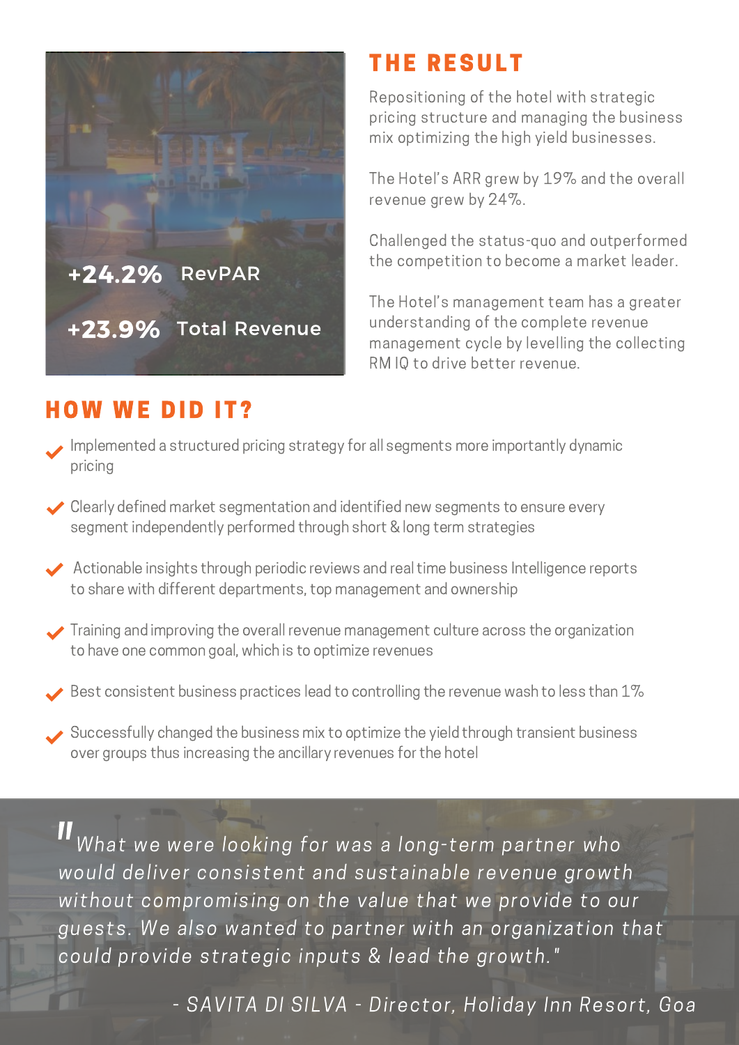+24.2% RevPAR

+23.9% Total Revenue

## THE RESULT

Repositioning of the hotel with strategic pricing structure and managing the business mix optimizing the high yield businesses.

The Hotel's ARR grew by 19% and the overall revenue grew by 24%.

Challenged the status-quo and outperformed the competition to become a market leader.

The Hotel's management team has a greater understanding of the complete revenue management cycle by levelling the collecting RM IQ to drive better revenue.

## HOW WE DID IT?

- ✔ Implemented a structured pricing strategy for all segments more importantly dynamic pricing
- ✔ Clearly defined market segmentation and identified new segments to ensure every segment independently performed through short & long term strategies
- ✔ Actionable insights through periodic reviews and real time business Intelligence reports to share with different departments, top management and ownership
- ✔ Training and improving the overall revenue management culture across the organization to have one common goal, which is to optimize revenues
- ✔ Best consistent business practices lead to controlling the revenue wash to less than 1%
- ✔ Successfully changed the business mix to optimize the yield through transient business over groups thus increasing the ancillary revenues for the hotel

> *"What we were looking for was a long-term partner who would deliver consistent and sustainable revenue growth without compromising on the value that we provide to our guests. We also wanted to partner with an organization that could provide strategic inputs & lead the growth."*
>
> *- SAVITA DI SILVA - Director, Holiday Inn Resort, Goa*